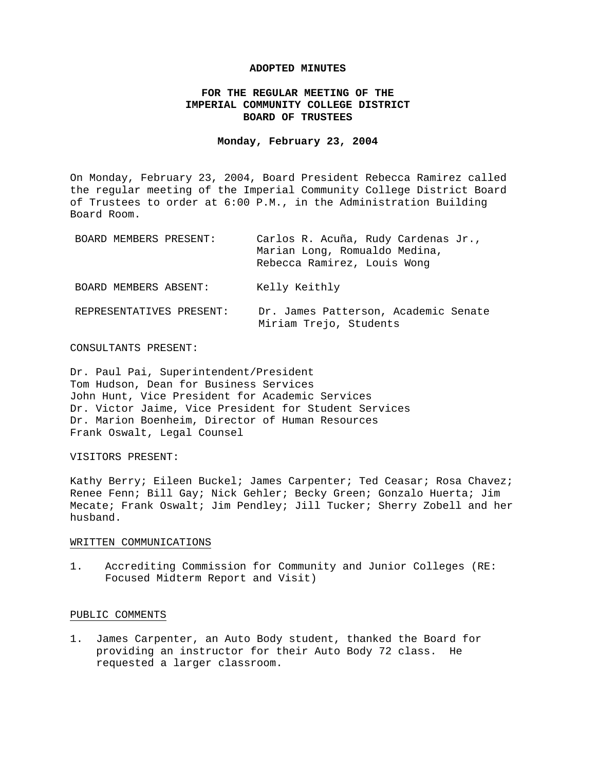# ADOPTED MINUTES

## FOR THE REGULAR MEETING OF THE IMPERIAL COMMUNITY COLLEGE DISTRICT BOARD OF TRUSTEES

**Monday, February 23, 2004**

On Monday, February 23, 2004, Board President Rebecca Ramirez called the regular meeting of the Imperial Community College District Board of Trustees to order at 6:00 P.M., in the Administration Building Board Room.

| | |
|---|---|
| BOARD MEMBERS PRESENT: | Carlos R. Acuña, Rudy Cardenas Jr., Marian Long, Romualdo Medina, Rebecca Ramirez, Louis Wong |
| BOARD MEMBERS ABSENT: | Kelly Keithly |
| REPRESENTATIVES PRESENT: | Dr. James Patterson, Academic Senate<br>Miriam Trejo, Students |

CONSULTANTS PRESENT:

Dr. Paul Pai, Superintendent/President
Tom Hudson, Dean for Business Services
John Hunt, Vice President for Academic Services
Dr. Victor Jaime, Vice President for Student Services
Dr. Marion Boenheim, Director of Human Resources
Frank Oswalt, Legal Counsel

VISITORS PRESENT:

Kathy Berry; Eileen Buckel; James Carpenter; Ted Ceasar; Rosa Chavez; Renee Fenn; Bill Gay; Nick Gehler; Becky Green; Gonzalo Huerta; Jim Mecate; Frank Oswalt; Jim Pendley; Jill Tucker; Sherry Zobell and her husband.

WRITTEN COMMUNICATIONS

1. Accrediting Commission for Community and Junior Colleges (RE: Focused Midterm Report and Visit)

PUBLIC COMMENTS

1. James Carpenter, an Auto Body student, thanked the Board for providing an instructor for their Auto Body 72 class. He requested a larger classroom.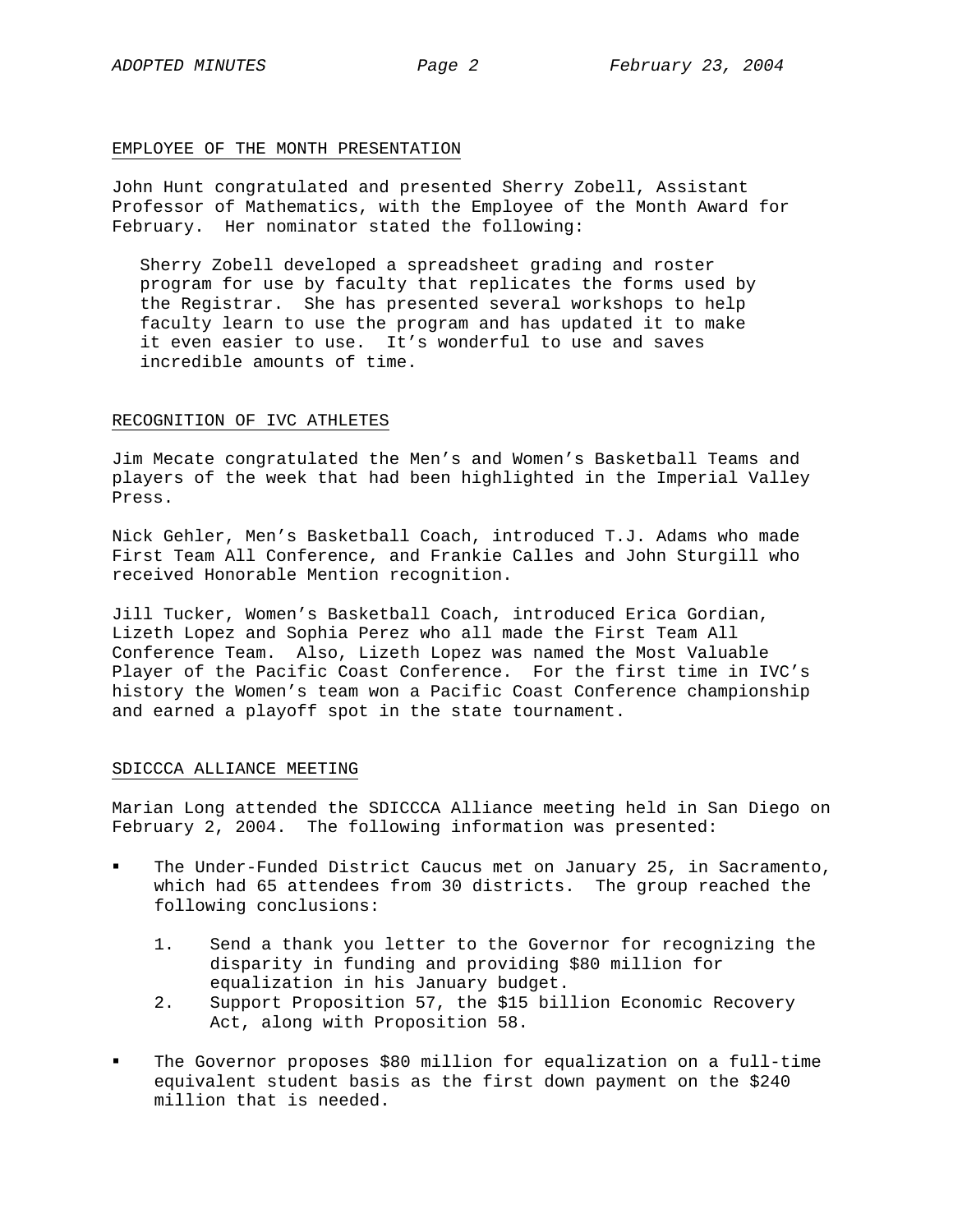## EMPLOYEE OF THE MONTH PRESENTATION

John Hunt congratulated and presented Sherry Zobell, Assistant Professor of Mathematics, with the Employee of the Month Award for February. Her nominator stated the following:

> Sherry Zobell developed a spreadsheet grading and roster program for use by faculty that replicates the forms used by the Registrar. She has presented several workshops to help faculty learn to use the program and has updated it to make it even easier to use. It's wonderful to use and saves incredible amounts of time.

## RECOGNITION OF IVC ATHLETES

Jim Mecate congratulated the Men's and Women's Basketball Teams and players of the week that had been highlighted in the Imperial Valley Press.

Nick Gehler, Men's Basketball Coach, introduced T.J. Adams who made First Team All Conference, and Frankie Calles and John Sturgill who received Honorable Mention recognition.

Jill Tucker, Women's Basketball Coach, introduced Erica Gordian, Lizeth Lopez and Sophia Perez who all made the First Team All Conference Team. Also, Lizeth Lopez was named the Most Valuable Player of the Pacific Coast Conference. For the first time in IVC's history the Women's team won a Pacific Coast Conference championship and earned a playoff spot in the state tournament.

## SDICCCA ALLIANCE MEETING

Marian Long attended the SDICCCA Alliance meeting held in San Diego on February 2, 2004. The following information was presented:

- The Under-Funded District Caucus met on January 25, in Sacramento, which had 65 attendees from 30 districts. The group reached the following conclusions:
  1. Send a thank you letter to the Governor for recognizing the disparity in funding and providing $80 million for equalization in his January budget.
  2. Support Proposition 57, the $15 billion Economic Recovery Act, along with Proposition 58.
- The Governor proposes $80 million for equalization on a full-time equivalent student basis as the first down payment on the $240 million that is needed.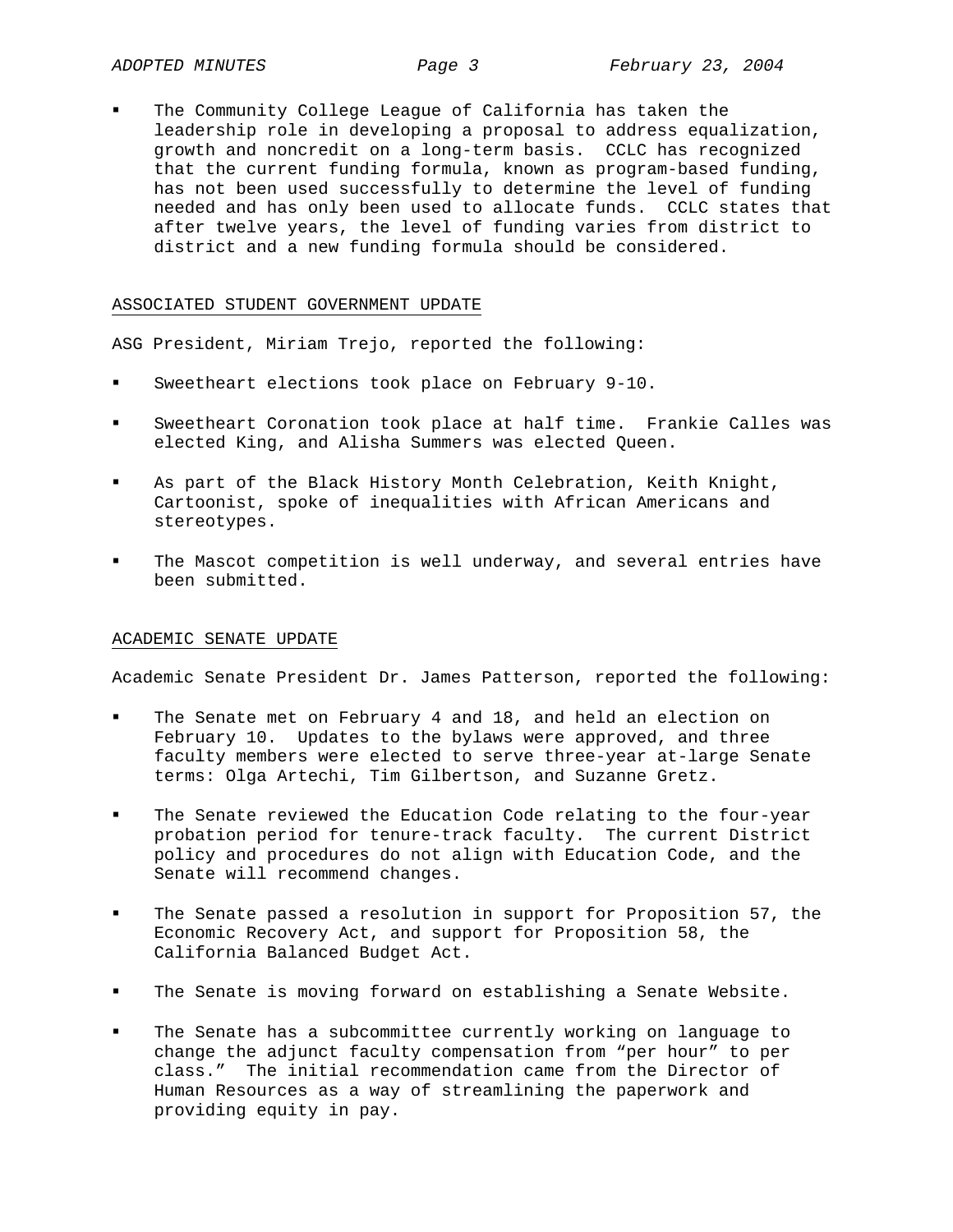- The Community College League of California has taken the leadership role in developing a proposal to address equalization, growth and noncredit on a long-term basis. CCLC has recognized that the current funding formula, known as program-based funding, has not been used successfully to determine the level of funding needed and has only been used to allocate funds. CCLC states that after twelve years, the level of funding varies from district to district and a new funding formula should be considered.

## ASSOCIATED STUDENT GOVERNMENT UPDATE

ASG President, Miriam Trejo, reported the following:

- Sweetheart elections took place on February 9-10.
- Sweetheart Coronation took place at half time. Frankie Calles was elected King, and Alisha Summers was elected Queen.
- As part of the Black History Month Celebration, Keith Knight, Cartoonist, spoke of inequalities with African Americans and stereotypes.
- The Mascot competition is well underway, and several entries have been submitted.

## ACADEMIC SENATE UPDATE

Academic Senate President Dr. James Patterson, reported the following:

- The Senate met on February 4 and 18, and held an election on February 10. Updates to the bylaws were approved, and three faculty members were elected to serve three-year at-large Senate terms: Olga Artechi, Tim Gilbertson, and Suzanne Gretz.
- The Senate reviewed the Education Code relating to the four-year probation period for tenure-track faculty. The current District policy and procedures do not align with Education Code, and the Senate will recommend changes.
- The Senate passed a resolution in support for Proposition 57, the Economic Recovery Act, and support for Proposition 58, the California Balanced Budget Act.
- The Senate is moving forward on establishing a Senate Website.
- The Senate has a subcommittee currently working on language to change the adjunct faculty compensation from "per hour" to per class." The initial recommendation came from the Director of Human Resources as a way of streamlining the paperwork and providing equity in pay.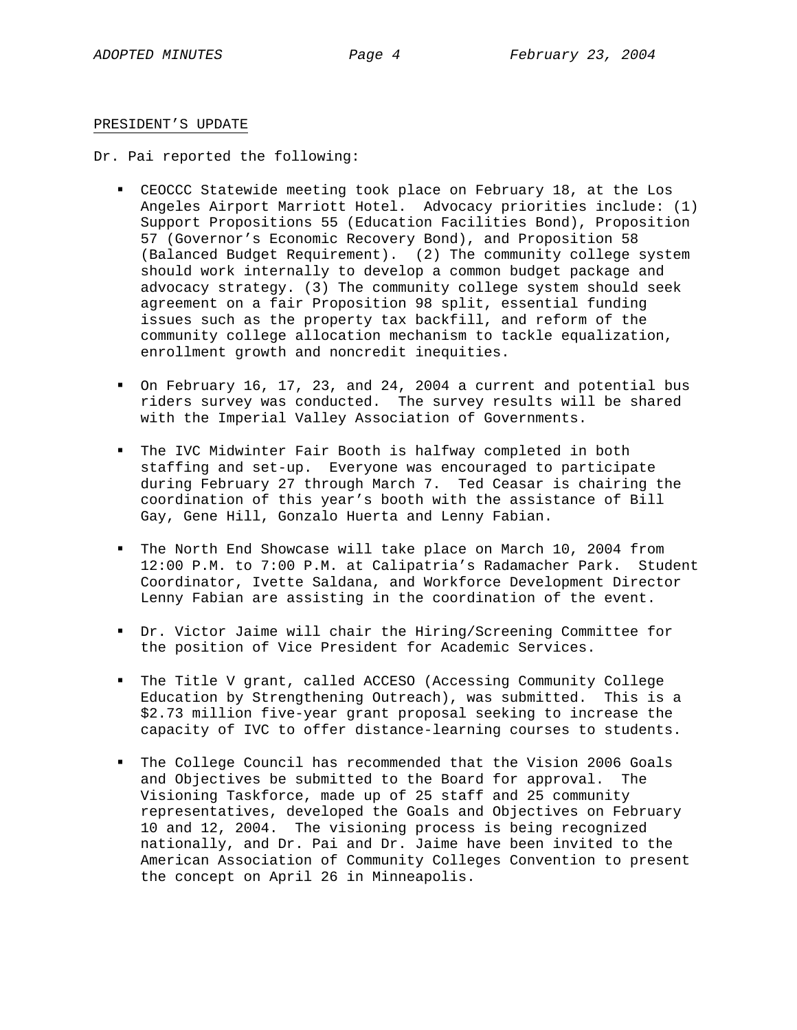## PRESIDENT'S UPDATE

Dr. Pai reported the following:

- CEOCCC Statewide meeting took place on February 18, at the Los Angeles Airport Marriott Hotel. Advocacy priorities include: (1) Support Propositions 55 (Education Facilities Bond), Proposition 57 (Governor's Economic Recovery Bond), and Proposition 58 (Balanced Budget Requirement). (2) The community college system should work internally to develop a common budget package and advocacy strategy. (3) The community college system should seek agreement on a fair Proposition 98 split, essential funding issues such as the property tax backfill, and reform of the community college allocation mechanism to tackle equalization, enrollment growth and noncredit inequities.

- On February 16, 17, 23, and 24, 2004 a current and potential bus riders survey was conducted. The survey results will be shared with the Imperial Valley Association of Governments.

- The IVC Midwinter Fair Booth is halfway completed in both staffing and set-up. Everyone was encouraged to participate during February 27 through March 7. Ted Ceasar is chairing the coordination of this year's booth with the assistance of Bill Gay, Gene Hill, Gonzalo Huerta and Lenny Fabian.

- The North End Showcase will take place on March 10, 2004 from 12:00 P.M. to 7:00 P.M. at Calipatria's Radamacher Park. Student Coordinator, Ivette Saldana, and Workforce Development Director Lenny Fabian are assisting in the coordination of the event.

- Dr. Victor Jaime will chair the Hiring/Screening Committee for the position of Vice President for Academic Services.

- The Title V grant, called ACCESO (Accessing Community College Education by Strengthening Outreach), was submitted. This is a $2.73 million five-year grant proposal seeking to increase the capacity of IVC to offer distance-learning courses to students.

- The College Council has recommended that the Vision 2006 Goals and Objectives be submitted to the Board for approval. The Visioning Taskforce, made up of 25 staff and 25 community representatives, developed the Goals and Objectives on February 10 and 12, 2004. The visioning process is being recognized nationally, and Dr. Pai and Dr. Jaime have been invited to the American Association of Community Colleges Convention to present the concept on April 26 in Minneapolis.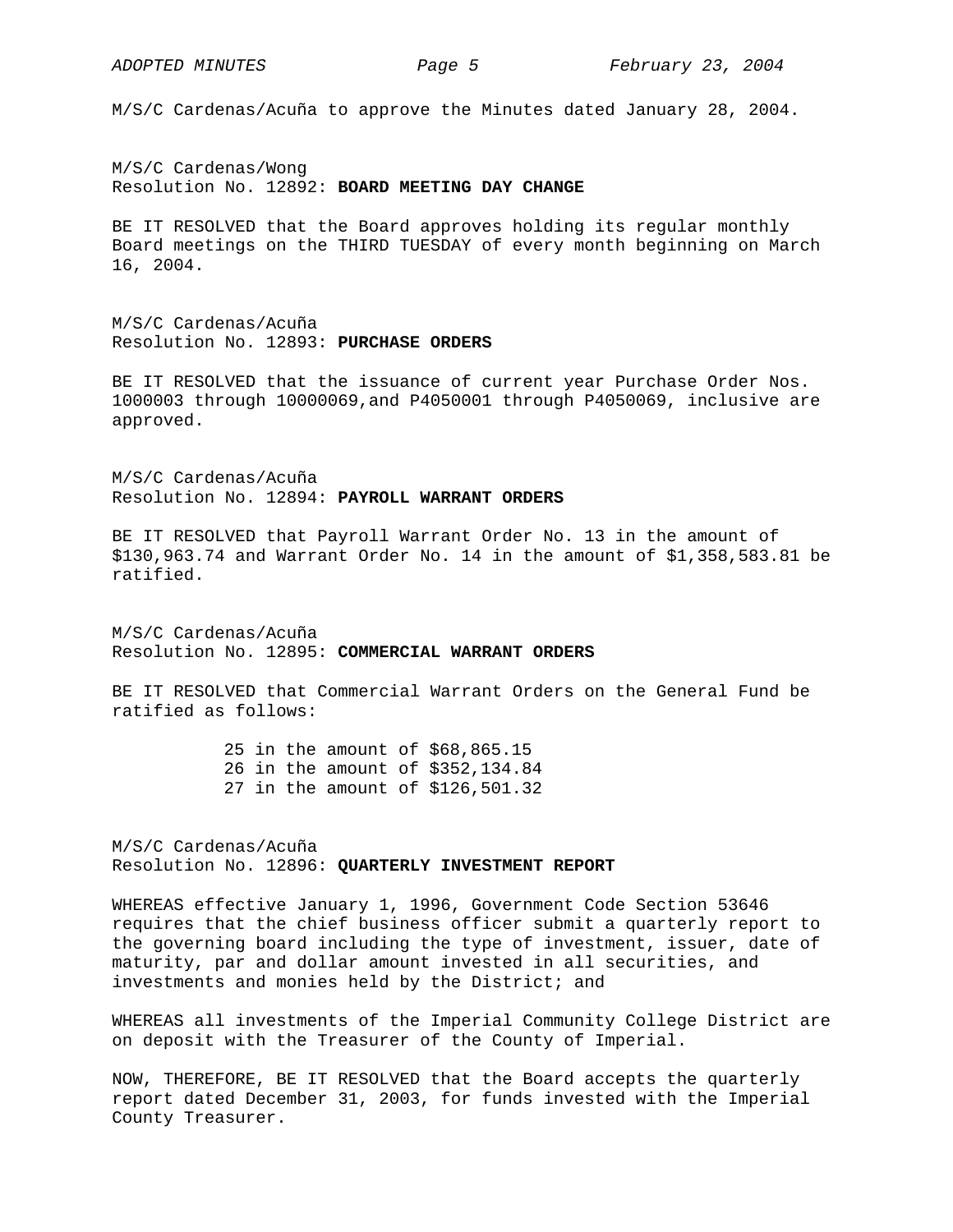M/S/C Cardenas/Acuña to approve the Minutes dated January 28, 2004.

M/S/C Cardenas/Wong
Resolution No. 12892: **BOARD MEETING DAY CHANGE**

BE IT RESOLVED that the Board approves holding its regular monthly Board meetings on the THIRD TUESDAY of every month beginning on March 16, 2004.

M/S/C Cardenas/Acuña
Resolution No. 12893: **PURCHASE ORDERS**

BE IT RESOLVED that the issuance of current year Purchase Order Nos. 1000003 through 10000069,and P4050001 through P4050069, inclusive are approved.

M/S/C Cardenas/Acuña
Resolution No. 12894: **PAYROLL WARRANT ORDERS**

BE IT RESOLVED that Payroll Warrant Order No. 13 in the amount of $130,963.74 and Warrant Order No. 14 in the amount of $1,358,583.81 be ratified.

M/S/C Cardenas/Acuña
Resolution No. 12895: **COMMERCIAL WARRANT ORDERS**

BE IT RESOLVED that Commercial Warrant Orders on the General Fund be ratified as follows:

25 in the amount of $68,865.15
26 in the amount of $352,134.84
27 in the amount of $126,501.32

M/S/C Cardenas/Acuña
Resolution No. 12896: **QUARTERLY INVESTMENT REPORT**

WHEREAS effective January 1, 1996, Government Code Section 53646 requires that the chief business officer submit a quarterly report to the governing board including the type of investment, issuer, date of maturity, par and dollar amount invested in all securities, and investments and monies held by the District; and

WHEREAS all investments of the Imperial Community College District are on deposit with the Treasurer of the County of Imperial.

NOW, THEREFORE, BE IT RESOLVED that the Board accepts the quarterly report dated December 31, 2003, for funds invested with the Imperial County Treasurer.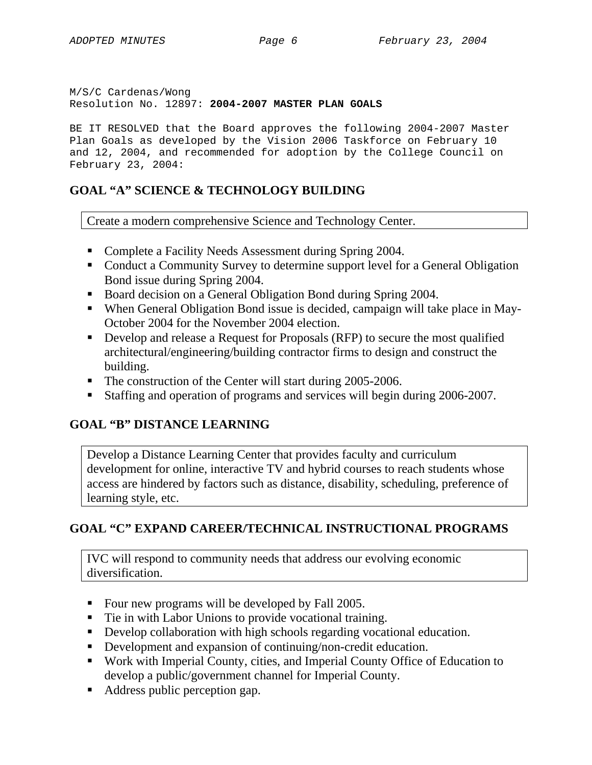M/S/C Cardenas/Wong
Resolution No. 12897: **2004-2007 MASTER PLAN GOALS**

BE IT RESOLVED that the Board approves the following 2004-2007 Master Plan Goals as developed by the Vision 2006 Taskforce on February 10 and 12, 2004, and recommended for adoption by the College Council on February 23, 2004:

## GOAL "A" SCIENCE & TECHNOLOGY BUILDING

| Create a modern comprehensive Science and Technology Center. |
|---|

- Complete a Facility Needs Assessment during Spring 2004.
- Conduct a Community Survey to determine support level for a General Obligation Bond issue during Spring 2004.
- Board decision on a General Obligation Bond during Spring 2004.
- When General Obligation Bond issue is decided, campaign will take place in May-October 2004 for the November 2004 election.
- Develop and release a Request for Proposals (RFP) to secure the most qualified architectural/engineering/building contractor firms to design and construct the building.
- The construction of the Center will start during 2005-2006.
- Staffing and operation of programs and services will begin during 2006-2007.

## GOAL "B" DISTANCE LEARNING

| Develop a Distance Learning Center that provides faculty and curriculum development for online, interactive TV and hybrid courses to reach students whose access are hindered by factors such as distance, disability, scheduling, preference of learning style, etc. |
|---|

## GOAL "C" EXPAND CAREER/TECHNICAL INSTRUCTIONAL PROGRAMS

| IVC will respond to community needs that address our evolving economic diversification. |
|---|

- Four new programs will be developed by Fall 2005.
- Tie in with Labor Unions to provide vocational training.
- Develop collaboration with high schools regarding vocational education.
- Development and expansion of continuing/non-credit education.
- Work with Imperial County, cities, and Imperial County Office of Education to develop a public/government channel for Imperial County.
- Address public perception gap.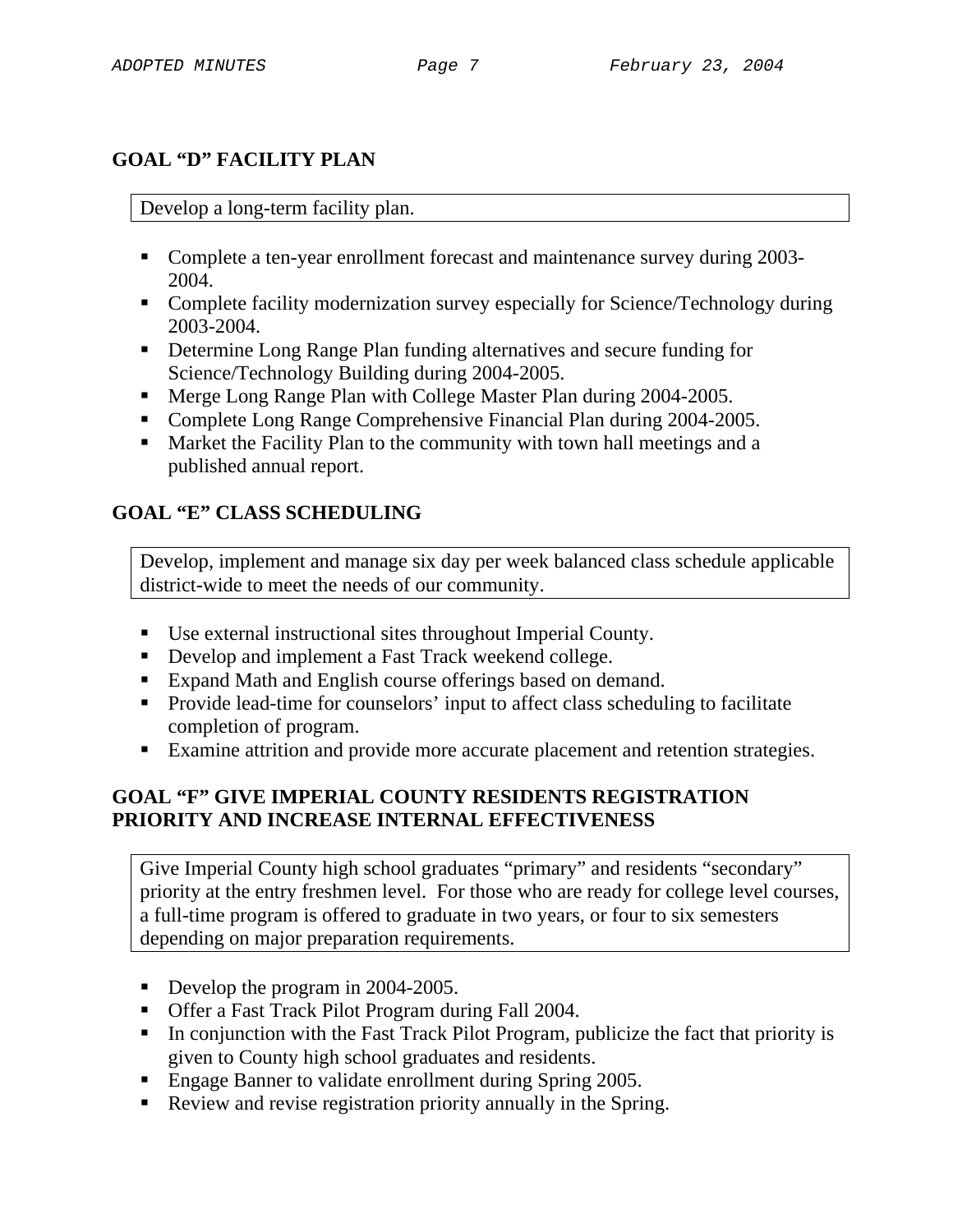## GOAL "D" FACILITY PLAN

Develop a long-term facility plan.

- Complete a ten-year enrollment forecast and maintenance survey during 2003-2004.
- Complete facility modernization survey especially for Science/Technology during 2003-2004.
- Determine Long Range Plan funding alternatives and secure funding for Science/Technology Building during 2004-2005.
- Merge Long Range Plan with College Master Plan during 2004-2005.
- Complete Long Range Comprehensive Financial Plan during 2004-2005.
- Market the Facility Plan to the community with town hall meetings and a published annual report.

## GOAL "E" CLASS SCHEDULING

Develop, implement and manage six day per week balanced class schedule applicable district-wide to meet the needs of our community.

- Use external instructional sites throughout Imperial County.
- Develop and implement a Fast Track weekend college.
- Expand Math and English course offerings based on demand.
- Provide lead-time for counselors' input to affect class scheduling to facilitate completion of program.
- Examine attrition and provide more accurate placement and retention strategies.

## GOAL "F" GIVE IMPERIAL COUNTY RESIDENTS REGISTRATION PRIORITY AND INCREASE INTERNAL EFFECTIVENESS

Give Imperial County high school graduates "primary" and residents "secondary" priority at the entry freshmen level. For those who are ready for college level courses, a full-time program is offered to graduate in two years, or four to six semesters depending on major preparation requirements.

- Develop the program in 2004-2005.
- Offer a Fast Track Pilot Program during Fall 2004.
- In conjunction with the Fast Track Pilot Program, publicize the fact that priority is given to County high school graduates and residents.
- Engage Banner to validate enrollment during Spring 2005.
- Review and revise registration priority annually in the Spring.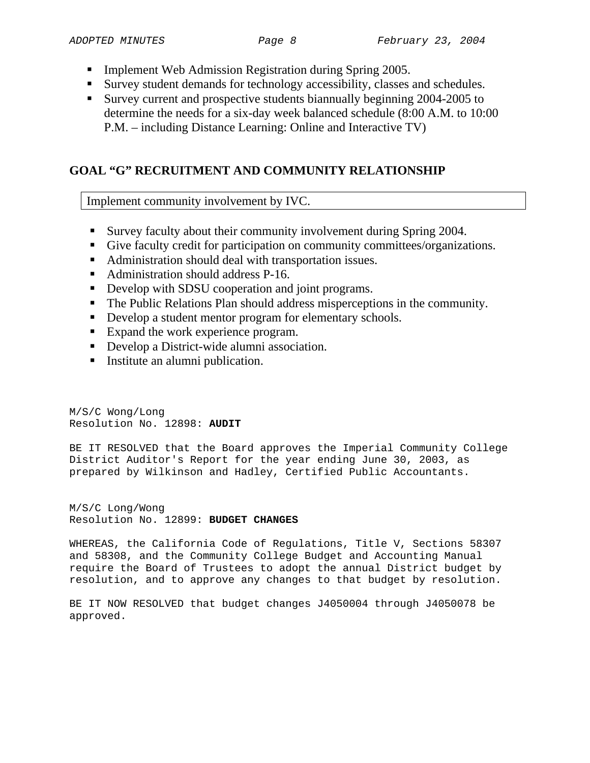- Implement Web Admission Registration during Spring 2005.
- Survey student demands for technology accessibility, classes and schedules.
- Survey current and prospective students biannually beginning 2004-2005 to determine the needs for a six-day week balanced schedule (8:00 A.M. to 10:00 P.M. – including Distance Learning: Online and Interactive TV)

## GOAL "G" RECRUITMENT AND COMMUNITY RELATIONSHIP

| Implement community involvement by IVC. |
|---|

- Survey faculty about their community involvement during Spring 2004.
- Give faculty credit for participation on community committees/organizations.
- Administration should deal with transportation issues.
- Administration should address P-16.
- Develop with SDSU cooperation and joint programs.
- The Public Relations Plan should address misperceptions in the community.
- Develop a student mentor program for elementary schools.
- Expand the work experience program.
- Develop a District-wide alumni association.
- Institute an alumni publication.

M/S/C Wong/Long
Resolution No. 12898: **AUDIT**

BE IT RESOLVED that the Board approves the Imperial Community College District Auditor's Report for the year ending June 30, 2003, as prepared by Wilkinson and Hadley, Certified Public Accountants.

M/S/C Long/Wong
Resolution No. 12899: **BUDGET CHANGES**

WHEREAS, the California Code of Regulations, Title V, Sections 58307 and 58308, and the Community College Budget and Accounting Manual require the Board of Trustees to adopt the annual District budget by resolution, and to approve any changes to that budget by resolution.

BE IT NOW RESOLVED that budget changes J4050004 through J4050078 be approved.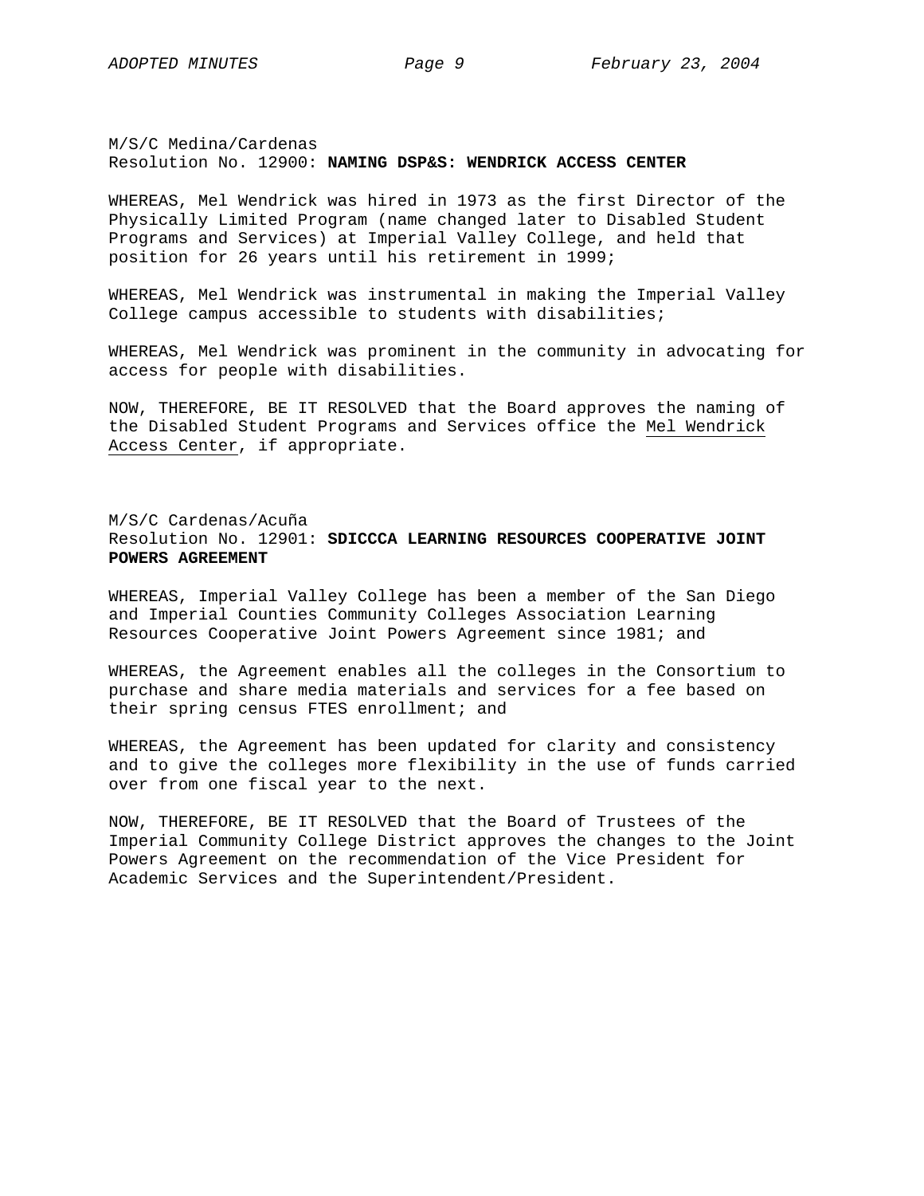M/S/C Medina/Cardenas
Resolution No. 12900: **NAMING DSP&S: WENDRICK ACCESS CENTER**

WHEREAS, Mel Wendrick was hired in 1973 as the first Director of the Physically Limited Program (name changed later to Disabled Student Programs and Services) at Imperial Valley College, and held that position for 26 years until his retirement in 1999;

WHEREAS, Mel Wendrick was instrumental in making the Imperial Valley College campus accessible to students with disabilities;

WHEREAS, Mel Wendrick was prominent in the community in advocating for access for people with disabilities.

NOW, THEREFORE, BE IT RESOLVED that the Board approves the naming of the Disabled Student Programs and Services office the <u>Mel Wendrick Access Center</u>, if appropriate.

M/S/C Cardenas/Acuña
Resolution No. 12901: **SDICCCA LEARNING RESOURCES COOPERATIVE JOINT POWERS AGREEMENT**

WHEREAS, Imperial Valley College has been a member of the San Diego and Imperial Counties Community Colleges Association Learning Resources Cooperative Joint Powers Agreement since 1981; and

WHEREAS, the Agreement enables all the colleges in the Consortium to purchase and share media materials and services for a fee based on their spring census FTES enrollment; and

WHEREAS, the Agreement has been updated for clarity and consistency and to give the colleges more flexibility in the use of funds carried over from one fiscal year to the next.

NOW, THEREFORE, BE IT RESOLVED that the Board of Trustees of the Imperial Community College District approves the changes to the Joint Powers Agreement on the recommendation of the Vice President for Academic Services and the Superintendent/President.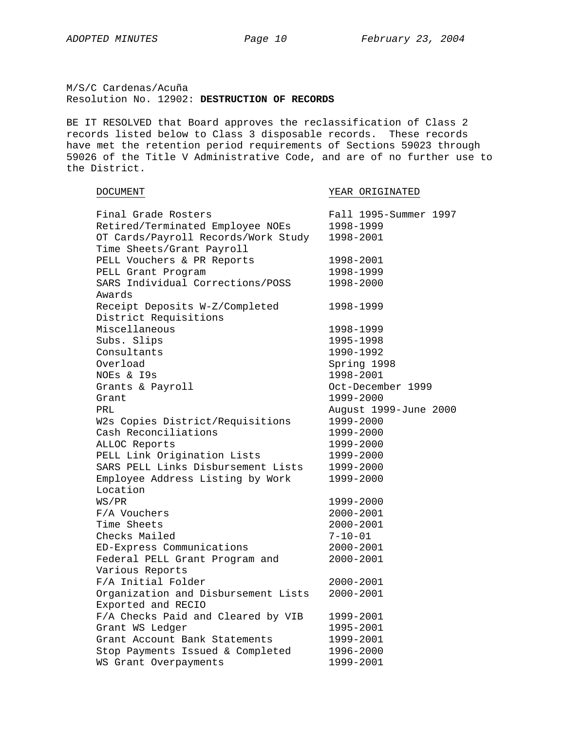M/S/C Cardenas/Acuña
Resolution No. 12902: **DESTRUCTION OF RECORDS**

BE IT RESOLVED that Board approves the reclassification of Class 2 records listed below to Class 3 disposable records. These records have met the retention period requirements of Sections 59023 through 59026 of the Title V Administrative Code, and are of no further use to the District.

| DOCUMENT | YEAR ORIGINATED |
|---|---|
| Final Grade Rosters | Fall 1995-Summer 1997 |
| Retired/Terminated Employee NOEs | 1998-1999 |
| OT Cards/Payroll Records/Work Study Time Sheets/Grant Payroll | 1998-2001 |
| PELL Vouchers & PR Reports | 1998-2001 |
| PELL Grant Program | 1998-1999 |
| SARS Individual Corrections/POSS Awards | 1998-2000 |
| Receipt Deposits W-Z/Completed District Requisitions | 1998-1999 |
| Miscellaneous | 1998-1999 |
| Subs. Slips | 1995-1998 |
| Consultants | 1990-1992 |
| Overload | Spring 1998 |
| NOEs & I9s | 1998-2001 |
| Grants & Payroll | Oct-December 1999 |
| Grant | 1999-2000 |
| PRL | August 1999-June 2000 |
| W2s Copies District/Requisitions | 1999-2000 |
| Cash Reconciliations | 1999-2000 |
| ALLOC Reports | 1999-2000 |
| PELL Link Origination Lists | 1999-2000 |
| SARS PELL Links Disbursement Lists | 1999-2000 |
| Employee Address Listing by Work Location | 1999-2000 |
| WS/PR | 1999-2000 |
| F/A Vouchers | 2000-2001 |
| Time Sheets | 2000-2001 |
| Checks Mailed | 7-10-01 |
| ED-Express Communications | 2000-2001 |
| Federal PELL Grant Program and Various Reports | 2000-2001 |
| F/A Initial Folder | 2000-2001 |
| Organization and Disbursement Lists Exported and RECIO | 2000-2001 |
| F/A Checks Paid and Cleared by VIB | 1999-2001 |
| Grant WS Ledger | 1995-2001 |
| Grant Account Bank Statements | 1999-2001 |
| Stop Payments Issued & Completed | 1996-2000 |
| WS Grant Overpayments | 1999-2001 |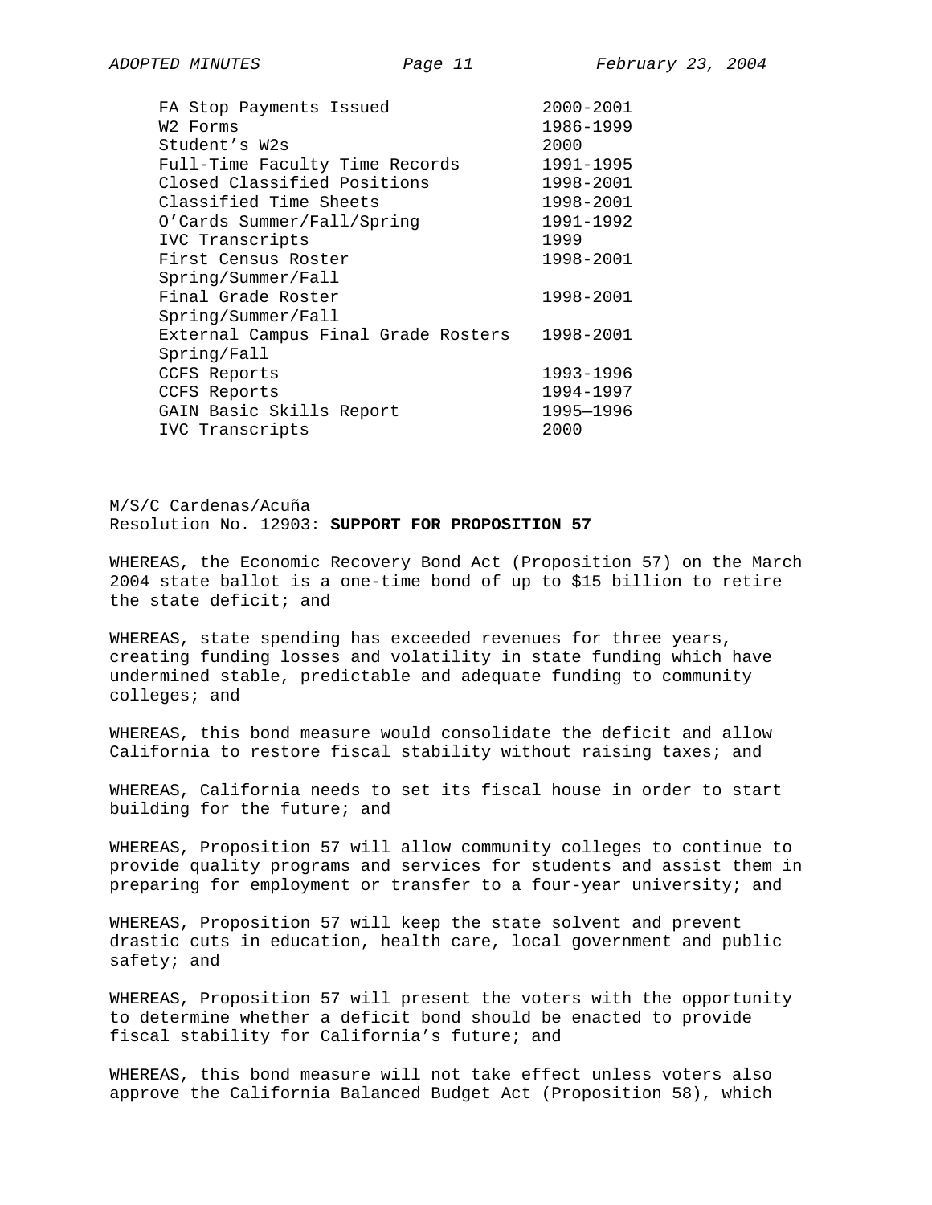| | |
|---|---|
| FA Stop Payments Issued | 2000-2001 |
| W2 Forms | 1986-1999 |
| Student's W2s | 2000 |
| Full-Time Faculty Time Records | 1991-1995 |
| Closed Classified Positions | 1998-2001 |
| Classified Time Sheets | 1998-2001 |
| O'Cards Summer/Fall/Spring | 1991-1992 |
| IVC Transcripts | 1999 |
| First Census Roster Spring/Summer/Fall | 1998-2001 |
| Final Grade Roster Spring/Summer/Fall | 1998-2001 |
| External Campus Final Grade Rosters Spring/Fall | 1998-2001 |
| CCFS Reports | 1993-1996 |
| CCFS Reports | 1994-1997 |
| GAIN Basic Skills Report | 1995—1996 |
| IVC Transcripts | 2000 |

M/S/C Cardenas/Acuña
Resolution No. 12903: **SUPPORT FOR PROPOSITION 57**

WHEREAS, the Economic Recovery Bond Act (Proposition 57) on the March 2004 state ballot is a one-time bond of up to $15 billion to retire the state deficit; and

WHEREAS, state spending has exceeded revenues for three years, creating funding losses and volatility in state funding which have undermined stable, predictable and adequate funding to community colleges; and

WHEREAS, this bond measure would consolidate the deficit and allow California to restore fiscal stability without raising taxes; and

WHEREAS, California needs to set its fiscal house in order to start building for the future; and

WHEREAS, Proposition 57 will allow community colleges to continue to provide quality programs and services for students and assist them in preparing for employment or transfer to a four-year university; and

WHEREAS, Proposition 57 will keep the state solvent and prevent drastic cuts in education, health care, local government and public safety; and

WHEREAS, Proposition 57 will present the voters with the opportunity to determine whether a deficit bond should be enacted to provide fiscal stability for California's future; and

WHEREAS, this bond measure will not take effect unless voters also approve the California Balanced Budget Act (Proposition 58), which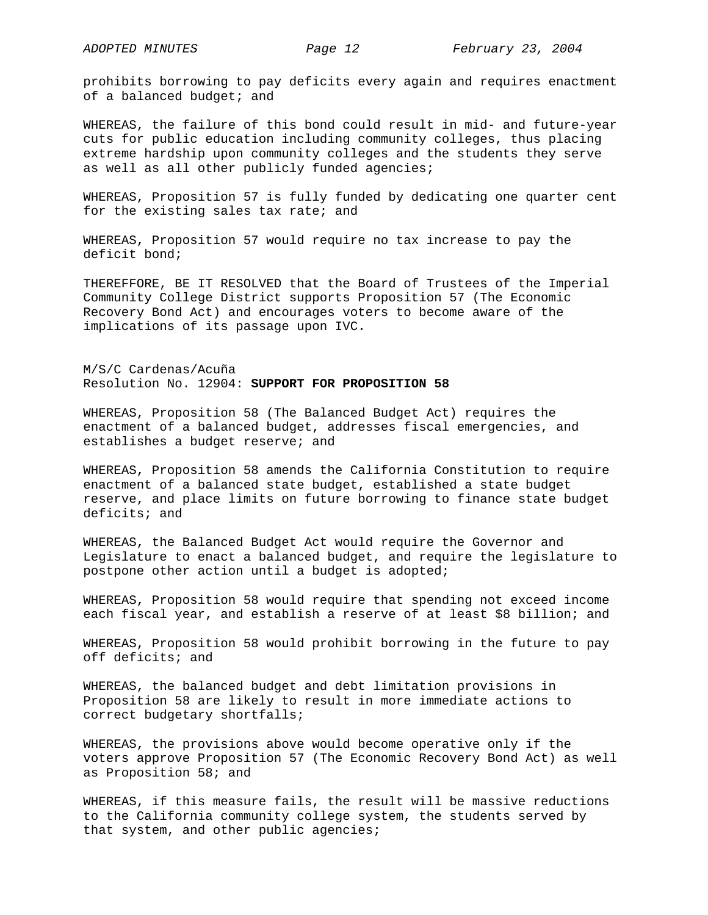prohibits borrowing to pay deficits every again and requires enactment of a balanced budget; and

WHEREAS, the failure of this bond could result in mid- and future-year cuts for public education including community colleges, thus placing extreme hardship upon community colleges and the students they serve as well as all other publicly funded agencies;

WHEREAS, Proposition 57 is fully funded by dedicating one quarter cent for the existing sales tax rate; and

WHEREAS, Proposition 57 would require no tax increase to pay the deficit bond;

THEREFFORE, BE IT RESOLVED that the Board of Trustees of the Imperial Community College District supports Proposition 57 (The Economic Recovery Bond Act) and encourages voters to become aware of the implications of its passage upon IVC.

M/S/C Cardenas/Acuña
Resolution No. 12904: **SUPPORT FOR PROPOSITION 58**

WHEREAS, Proposition 58 (The Balanced Budget Act) requires the enactment of a balanced budget, addresses fiscal emergencies, and establishes a budget reserve; and

WHEREAS, Proposition 58 amends the California Constitution to require enactment of a balanced state budget, established a state budget reserve, and place limits on future borrowing to finance state budget deficits; and

WHEREAS, the Balanced Budget Act would require the Governor and Legislature to enact a balanced budget, and require the legislature to postpone other action until a budget is adopted;

WHEREAS, Proposition 58 would require that spending not exceed income each fiscal year, and establish a reserve of at least $8 billion; and

WHEREAS, Proposition 58 would prohibit borrowing in the future to pay off deficits; and

WHEREAS, the balanced budget and debt limitation provisions in Proposition 58 are likely to result in more immediate actions to correct budgetary shortfalls;

WHEREAS, the provisions above would become operative only if the voters approve Proposition 57 (The Economic Recovery Bond Act) as well as Proposition 58; and

WHEREAS, if this measure fails, the result will be massive reductions to the California community college system, the students served by that system, and other public agencies;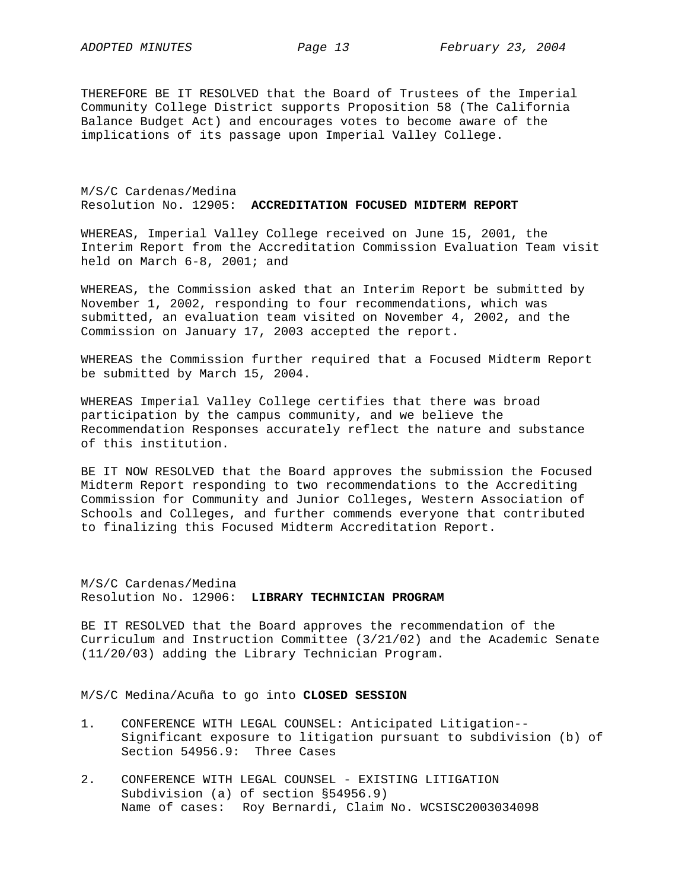THEREFORE BE IT RESOLVED that the Board of Trustees of the Imperial Community College District supports Proposition 58 (The California Balance Budget Act) and encourages votes to become aware of the implications of its passage upon Imperial Valley College.

M/S/C Cardenas/Medina
Resolution No. 12905: **ACCREDITATION FOCUSED MIDTERM REPORT**

WHEREAS, Imperial Valley College received on June 15, 2001, the Interim Report from the Accreditation Commission Evaluation Team visit held on March 6-8, 2001; and

WHEREAS, the Commission asked that an Interim Report be submitted by November 1, 2002, responding to four recommendations, which was submitted, an evaluation team visited on November 4, 2002, and the Commission on January 17, 2003 accepted the report.

WHEREAS the Commission further required that a Focused Midterm Report be submitted by March 15, 2004.

WHEREAS Imperial Valley College certifies that there was broad participation by the campus community, and we believe the Recommendation Responses accurately reflect the nature and substance of this institution.

BE IT NOW RESOLVED that the Board approves the submission the Focused Midterm Report responding to two recommendations to the Accrediting Commission for Community and Junior Colleges, Western Association of Schools and Colleges, and further commends everyone that contributed to finalizing this Focused Midterm Accreditation Report.

M/S/C Cardenas/Medina
Resolution No. 12906: **LIBRARY TECHNICIAN PROGRAM**

BE IT RESOLVED that the Board approves the recommendation of the Curriculum and Instruction Committee (3/21/02) and the Academic Senate (11/20/03) adding the Library Technician Program.

M/S/C Medina/Acuña to go into **CLOSED SESSION**

1. CONFERENCE WITH LEGAL COUNSEL: Anticipated Litigation--Significant exposure to litigation pursuant to subdivision (b) of Section 54956.9: Three Cases

2. CONFERENCE WITH LEGAL COUNSEL - EXISTING LITIGATION Subdivision (a) of section §54956.9)
   Name of cases: Roy Bernardi, Claim No. WCSISC2003034098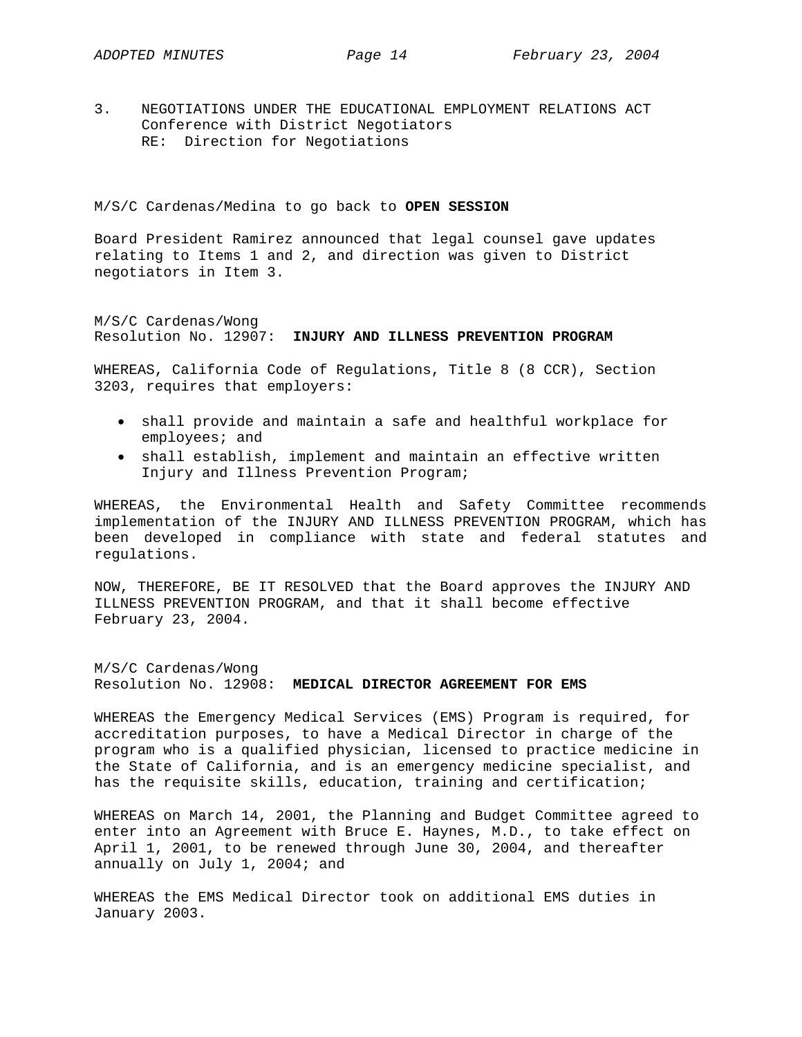3. NEGOTIATIONS UNDER THE EDUCATIONAL EMPLOYMENT RELATIONS ACT
   Conference with District Negotiators
   RE: Direction for Negotiations

M/S/C Cardenas/Medina to go back to **OPEN SESSION**

Board President Ramirez announced that legal counsel gave updates relating to Items 1 and 2, and direction was given to District negotiators in Item 3.

M/S/C Cardenas/Wong
Resolution No. 12907: **INJURY AND ILLNESS PREVENTION PROGRAM**

WHEREAS, California Code of Regulations, Title 8 (8 CCR), Section 3203, requires that employers:

- shall provide and maintain a safe and healthful workplace for employees; and
- shall establish, implement and maintain an effective written Injury and Illness Prevention Program;

WHEREAS, the Environmental Health and Safety Committee recommends implementation of the INJURY AND ILLNESS PREVENTION PROGRAM, which has been developed in compliance with state and federal statutes and regulations.

NOW, THEREFORE, BE IT RESOLVED that the Board approves the INJURY AND ILLNESS PREVENTION PROGRAM, and that it shall become effective February 23, 2004.

M/S/C Cardenas/Wong
Resolution No. 12908: **MEDICAL DIRECTOR AGREEMENT FOR EMS**

WHEREAS the Emergency Medical Services (EMS) Program is required, for accreditation purposes, to have a Medical Director in charge of the program who is a qualified physician, licensed to practice medicine in the State of California, and is an emergency medicine specialist, and has the requisite skills, education, training and certification;

WHEREAS on March 14, 2001, the Planning and Budget Committee agreed to enter into an Agreement with Bruce E. Haynes, M.D., to take effect on April 1, 2001, to be renewed through June 30, 2004, and thereafter annually on July 1, 2004; and

WHEREAS the EMS Medical Director took on additional EMS duties in January 2003.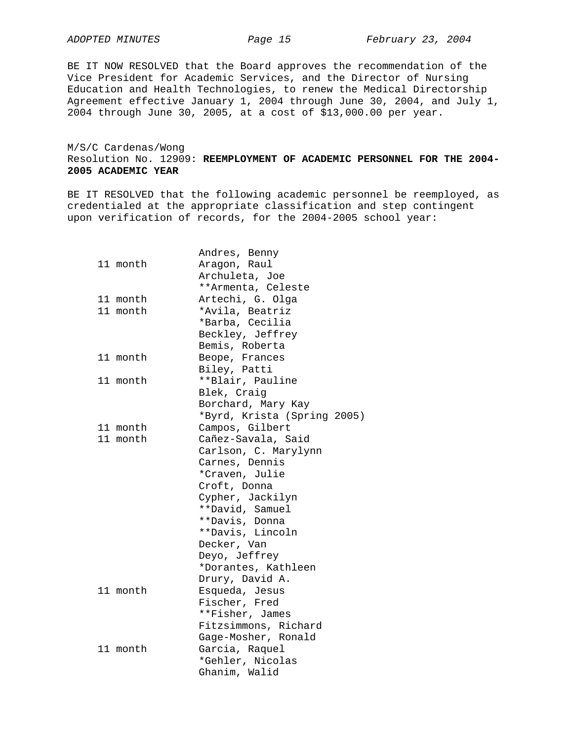BE IT NOW RESOLVED that the Board approves the recommendation of the Vice President for Academic Services, and the Director of Nursing Education and Health Technologies, to renew the Medical Directorship Agreement effective January 1, 2004 through June 30, 2004, and July 1, 2004 through June 30, 2005, at a cost of $13,000.00 per year.

M/S/C Cardenas/Wong
Resolution No. 12909: **REEMPLOYMENT OF ACADEMIC PERSONNEL FOR THE 2004-2005 ACADEMIC YEAR**

BE IT RESOLVED that the following academic personnel be reemployed, as credentialed at the appropriate classification and step contingent upon verification of records, for the 2004-2005 school year:

| | |
|---|---|
| | Andres, Benny |
| 11 month | Aragon, Raul |
| | Archuleta, Joe |
| | **Armenta, Celeste |
| 11 month | Artechi, G. Olga |
| 11 month | *Avila, Beatriz |
| | *Barba, Cecilia |
| | Beckley, Jeffrey |
| | Bemis, Roberta |
| 11 month | Beope, Frances |
| | Biley, Patti |
| 11 month | **Blair, Pauline |
| | Blek, Craig |
| | Borchard, Mary Kay |
| | *Byrd, Krista (Spring 2005) |
| 11 month | Campos, Gilbert |
| 11 month | Cañez-Savala, Said |
| | Carlson, C. Marylynn |
| | Carnes, Dennis |
| | *Craven, Julie |
| | Croft, Donna |
| | Cypher, Jackilyn |
| | **David, Samuel |
| | **Davis, Donna |
| | **Davis, Lincoln |
| | Decker, Van |
| | Deyo, Jeffrey |
| | *Dorantes, Kathleen |
| | Drury, David A. |
| 11 month | Esqueda, Jesus |
| | Fischer, Fred |
| | **Fisher, James |
| | Fitzsimmons, Richard |
| | Gage-Mosher, Ronald |
| 11 month | Garcia, Raquel |
| | *Gehler, Nicolas |
| | Ghanim, Walid |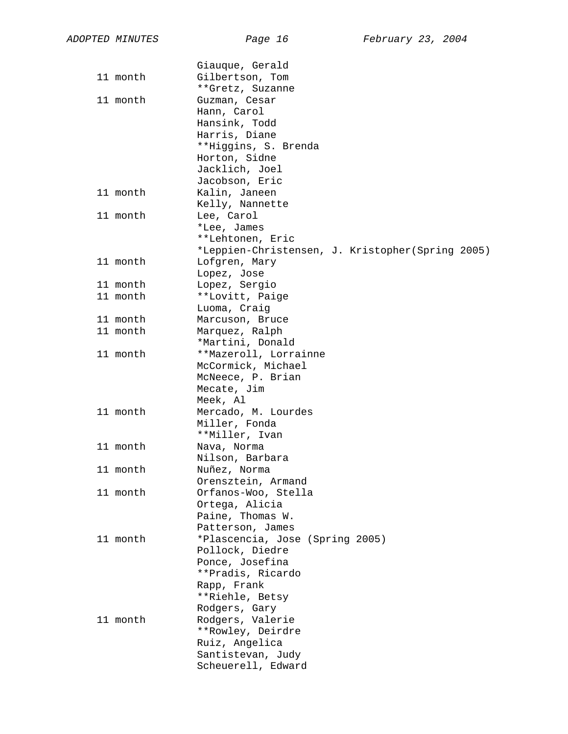| | |
|---|---|
| | Giauque, Gerald |
| 11 month | Gilbertson, Tom |
| | **Gretz, Suzanne |
| 11 month | Guzman, Cesar |
| | Hann, Carol |
| | Hansink, Todd |
| | Harris, Diane |
| | **Higgins, S. Brenda |
| | Horton, Sidne |
| | Jacklich, Joel |
| | Jacobson, Eric |
| 11 month | Kalin, Janeen |
| | Kelly, Nannette |
| 11 month | Lee, Carol |
| | *Lee, James |
| | **Lehtonen, Eric |
| | *Leppien-Christensen, J. Kristopher(Spring 2005) |
| 11 month | Lofgren, Mary |
| | Lopez, Jose |
| 11 month | Lopez, Sergio |
| 11 month | **Lovitt, Paige |
| | Luoma, Craig |
| 11 month | Marcuson, Bruce |
| 11 month | Marquez, Ralph |
| | *Martini, Donald |
| 11 month | **Mazeroll, Lorrainne |
| | McCormick, Michael |
| | McNeece, P. Brian |
| | Mecate, Jim |
| | Meek, Al |
| 11 month | Mercado, M. Lourdes |
| | Miller, Fonda |
| | **Miller, Ivan |
| 11 month | Nava, Norma |
| | Nilson, Barbara |
| 11 month | Nuñez, Norma |
| | Orensztein, Armand |
| 11 month | Orfanos-Woo, Stella |
| | Ortega, Alicia |
| | Paine, Thomas W. |
| | Patterson, James |
| 11 month | *Plascencia, Jose (Spring 2005) |
| | Pollock, Diedre |
| | Ponce, Josefina |
| | **Pradis, Ricardo |
| | Rapp, Frank |
| | **Riehle, Betsy |
| | Rodgers, Gary |
| 11 month | Rodgers, Valerie |
| | **Rowley, Deirdre |
| | Ruiz, Angelica |
| | Santistevan, Judy |
| | Scheuerell, Edward |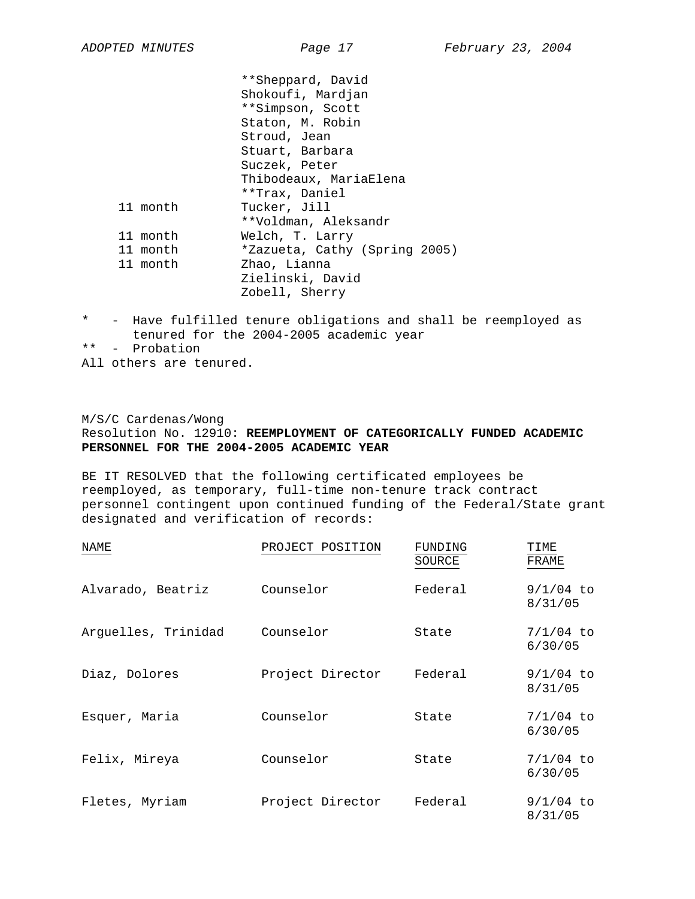| | |
|---|---|
| | **Sheppard, David |
| | Shokoufi, Mardjan |
| | **Simpson, Scott |
| | Staton, M. Robin |
| | Stroud, Jean |
| | Stuart, Barbara |
| | Suczek, Peter |
| | Thibodeaux, MariaElena |
| | **Trax, Daniel |
| 11 month | Tucker, Jill |
| | **Voldman, Aleksandr |
| 11 month | Welch, T. Larry |
| 11 month | *Zazueta, Cathy (Spring 2005) |
| 11 month | Zhao, Lianna |
| | Zielinski, David |
| | Zobell, Sherry |

\* - Have fulfilled tenure obligations and shall be reemployed as tenured for the 2004-2005 academic year
\*\* - Probation
All others are tenured.

M/S/C Cardenas/Wong
Resolution No. 12910: **REEMPLOYMENT OF CATEGORICALLY FUNDED ACADEMIC PERSONNEL FOR THE 2004-2005 ACADEMIC YEAR**

BE IT RESOLVED that the following certificated employees be reemployed, as temporary, full-time non-tenure track contract personnel contingent upon continued funding of the Federal/State grant designated and verification of records:

| NAME | PROJECT POSITION | FUNDING SOURCE | TIME FRAME |
|---|---|---|---|
| Alvarado, Beatriz | Counselor | Federal | 9/1/04 to 8/31/05 |
| Arguelles, Trinidad | Counselor | State | 7/1/04 to 6/30/05 |
| Diaz, Dolores | Project Director | Federal | 9/1/04 to 8/31/05 |
| Esquer, Maria | Counselor | State | 7/1/04 to 6/30/05 |
| Felix, Mireya | Counselor | State | 7/1/04 to 6/30/05 |
| Fletes, Myriam | Project Director | Federal | 9/1/04 to 8/31/05 |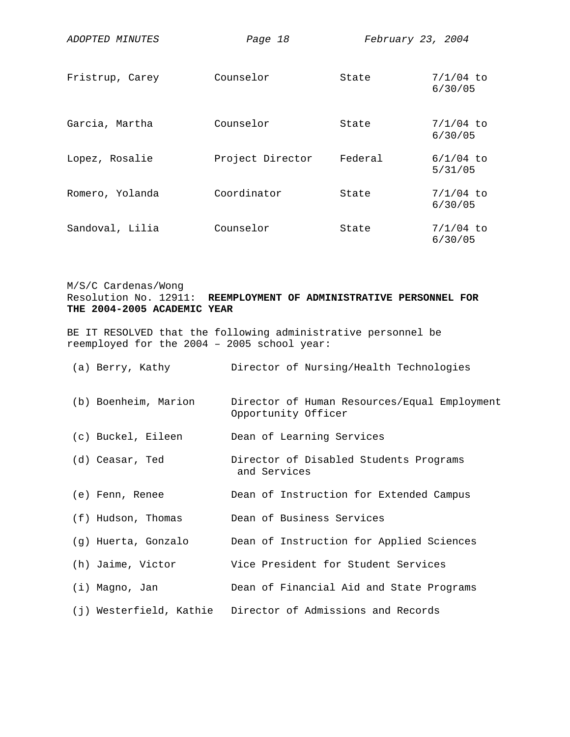| Fristrup, Carey | Counselor | State | 7/1/04 to 6/30/05 |
|---|---|---|---|
| Garcia, Martha | Counselor | State | 7/1/04 to 6/30/05 |
| Lopez, Rosalie | Project Director | Federal | 6/1/04 to 5/31/05 |
| Romero, Yolanda | Coordinator | State | 7/1/04 to 6/30/05 |
| Sandoval, Lilia | Counselor | State | 7/1/04 to 6/30/05 |

M/S/C Cardenas/Wong
Resolution No. 12911: **REEMPLOYMENT OF ADMINISTRATIVE PERSONNEL FOR THE 2004-2005 ACADEMIC YEAR**

BE IT RESOLVED that the following administrative personnel be reemployed for the 2004 – 2005 school year:

(a) Berry, Kathy — Director of Nursing/Health Technologies

(b) Boenheim, Marion — Director of Human Resources/Equal Employment Opportunity Officer

(c) Buckel, Eileen — Dean of Learning Services

(d) Ceasar, Ted — Director of Disabled Students Programs and Services

(e) Fenn, Renee — Dean of Instruction for Extended Campus

(f) Hudson, Thomas — Dean of Business Services

(g) Huerta, Gonzalo — Dean of Instruction for Applied Sciences

(h) Jaime, Victor — Vice President for Student Services

(i) Magno, Jan — Dean of Financial Aid and State Programs

(j) Westerfield, Kathie — Director of Admissions and Records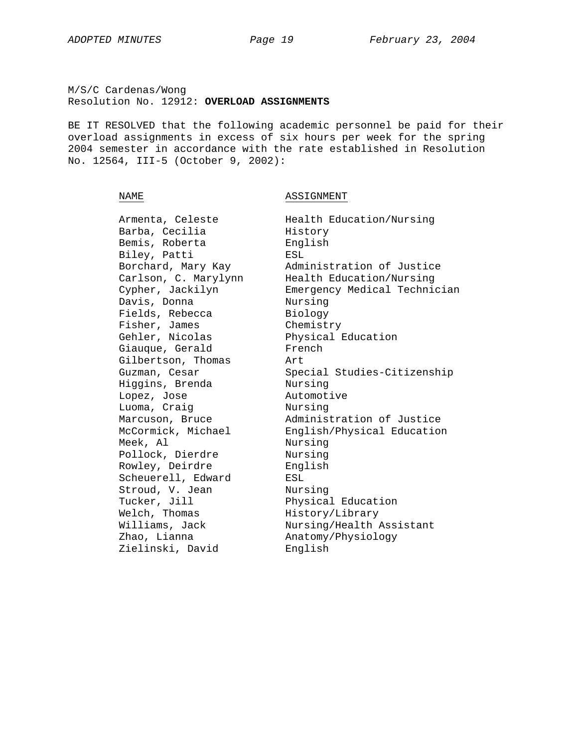M/S/C Cardenas/Wong
Resolution No. 12912: **OVERLOAD ASSIGNMENTS**

BE IT RESOLVED that the following academic personnel be paid for their overload assignments in excess of six hours per week for the spring 2004 semester in accordance with the rate established in Resolution No. 12564, III-5 (October 9, 2002):

| NAME | ASSIGNMENT |
|---|---|
| Armenta, Celeste | Health Education/Nursing |
| Barba, Cecilia | History |
| Bemis, Roberta | English |
| Biley, Patti | ESL |
| Borchard, Mary Kay | Administration of Justice |
| Carlson, C. Marylynn | Health Education/Nursing |
| Cypher, Jackilyn | Emergency Medical Technician |
| Davis, Donna | Nursing |
| Fields, Rebecca | Biology |
| Fisher, James | Chemistry |
| Gehler, Nicolas | Physical Education |
| Giauque, Gerald | French |
| Gilbertson, Thomas | Art |
| Guzman, Cesar | Special Studies-Citizenship |
| Higgins, Brenda | Nursing |
| Lopez, Jose | Automotive |
| Luoma, Craig | Nursing |
| Marcuson, Bruce | Administration of Justice |
| McCormick, Michael | English/Physical Education |
| Meek, Al | Nursing |
| Pollock, Dierdre | Nursing |
| Rowley, Deirdre | English |
| Scheuerell, Edward | ESL |
| Stroud, V. Jean | Nursing |
| Tucker, Jill | Physical Education |
| Welch, Thomas | History/Library |
| Williams, Jack | Nursing/Health Assistant |
| Zhao, Lianna | Anatomy/Physiology |
| Zielinski, David | English |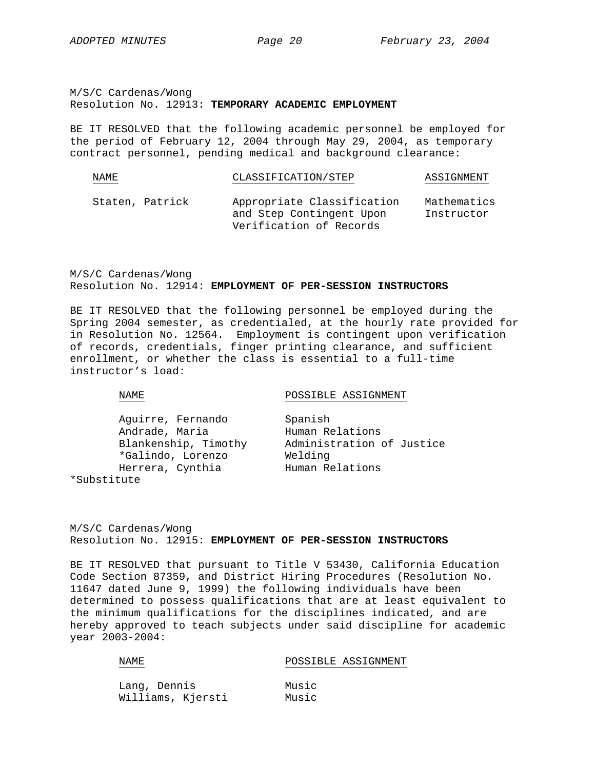M/S/C Cardenas/Wong
Resolution No. 12913: **TEMPORARY ACADEMIC EMPLOYMENT**

BE IT RESOLVED that the following academic personnel be employed for the period of February 12, 2004 through May 29, 2004, as temporary contract personnel, pending medical and background clearance:

| NAME | CLASSIFICATION/STEP | ASSIGNMENT |
|---|---|---|
| Staten, Patrick | Appropriate Classification and Step Contingent Upon Verification of Records | Mathematics Instructor |

M/S/C Cardenas/Wong
Resolution No. 12914: **EMPLOYMENT OF PER-SESSION INSTRUCTORS**

BE IT RESOLVED that the following personnel be employed during the Spring 2004 semester, as credentialed, at the hourly rate provided for in Resolution No. 12564. Employment is contingent upon verification of records, credentials, finger printing clearance, and sufficient enrollment, or whether the class is essential to a full-time instructor's load:

| NAME | POSSIBLE ASSIGNMENT |
|---|---|
| Aguirre, Fernando | Spanish |
| Andrade, Maria | Human Relations |
| Blankenship, Timothy | Administration of Justice |
| *Galindo, Lorenzo | Welding |
| Herrera, Cynthia | Human Relations |

*Substitute

M/S/C Cardenas/Wong
Resolution No. 12915: **EMPLOYMENT OF PER-SESSION INSTRUCTORS**

BE IT RESOLVED that pursuant to Title V 53430, California Education Code Section 87359, and District Hiring Procedures (Resolution No. 11647 dated June 9, 1999) the following individuals have been determined to possess qualifications that are at least equivalent to the minimum qualifications for the disciplines indicated, and are hereby approved to teach subjects under said discipline for academic year 2003-2004:

| NAME | POSSIBLE ASSIGNMENT |
|---|---|
| Lang, Dennis | Music |
| Williams, Kjersti | Music |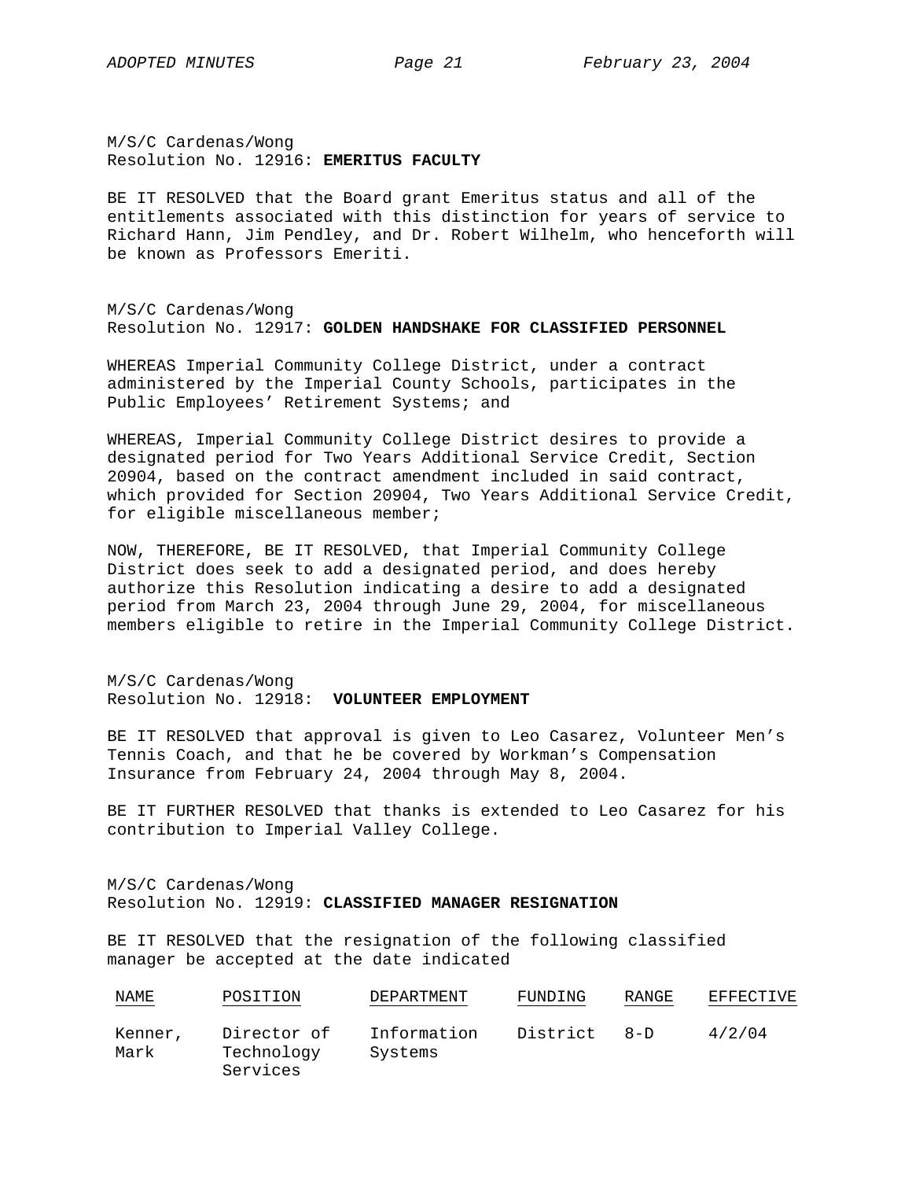M/S/C Cardenas/Wong
Resolution No. 12916: **EMERITUS FACULTY**

BE IT RESOLVED that the Board grant Emeritus status and all of the entitlements associated with this distinction for years of service to Richard Hann, Jim Pendley, and Dr. Robert Wilhelm, who henceforth will be known as Professors Emeriti.

M/S/C Cardenas/Wong
Resolution No. 12917: **GOLDEN HANDSHAKE FOR CLASSIFIED PERSONNEL**

WHEREAS Imperial Community College District, under a contract administered by the Imperial County Schools, participates in the Public Employees' Retirement Systems; and

WHEREAS, Imperial Community College District desires to provide a designated period for Two Years Additional Service Credit, Section 20904, based on the contract amendment included in said contract, which provided for Section 20904, Two Years Additional Service Credit, for eligible miscellaneous member;

NOW, THEREFORE, BE IT RESOLVED, that Imperial Community College District does seek to add a designated period, and does hereby authorize this Resolution indicating a desire to add a designated period from March 23, 2004 through June 29, 2004, for miscellaneous members eligible to retire in the Imperial Community College District.

M/S/C Cardenas/Wong
Resolution No. 12918: **VOLUNTEER EMPLOYMENT**

BE IT RESOLVED that approval is given to Leo Casarez, Volunteer Men's Tennis Coach, and that he be covered by Workman's Compensation Insurance from February 24, 2004 through May 8, 2004.

BE IT FURTHER RESOLVED that thanks is extended to Leo Casarez for his contribution to Imperial Valley College.

M/S/C Cardenas/Wong
Resolution No. 12919: **CLASSIFIED MANAGER RESIGNATION**

BE IT RESOLVED that the resignation of the following classified manager be accepted at the date indicated

| NAME | POSITION | DEPARTMENT | FUNDING | RANGE | EFFECTIVE |
|---|---|---|---|---|---|
| Kenner, Mark | Director of Technology Services | Information Systems | District | 8-D | 4/2/04 |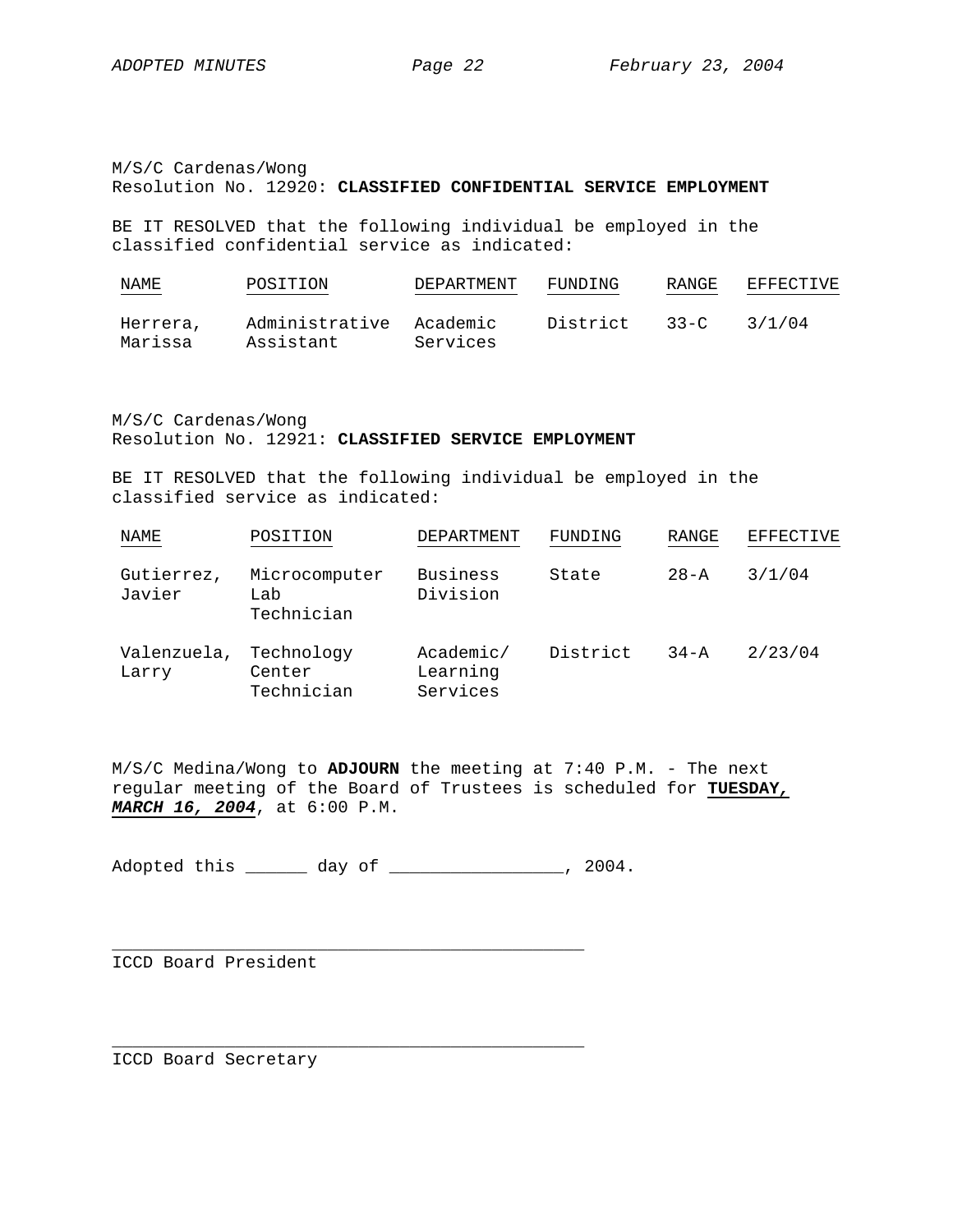M/S/C Cardenas/Wong
Resolution No. 12920: **CLASSIFIED CONFIDENTIAL SERVICE EMPLOYMENT**

BE IT RESOLVED that the following individual be employed in the classified confidential service as indicated:

| NAME | POSITION | DEPARTMENT | FUNDING | RANGE | EFFECTIVE |
|---|---|---|---|---|---|
| Herrera, Marissa | Administrative Assistant | Academic Services | District | 33-C | 3/1/04 |

M/S/C Cardenas/Wong
Resolution No. 12921: **CLASSIFIED SERVICE EMPLOYMENT**

BE IT RESOLVED that the following individual be employed in the classified service as indicated:

| NAME | POSITION | DEPARTMENT | FUNDING | RANGE | EFFECTIVE |
|---|---|---|---|---|---|
| Gutierrez, Javier | Microcomputer Lab Technician | Business Division | State | 28-A | 3/1/04 |
| Valenzuela, Larry | Technology Center Technician | Academic/ Learning Services | District | 34-A | 2/23/04 |

M/S/C Medina/Wong to **ADJOURN** the meeting at 7:40 P.M. - The next regular meeting of the Board of Trustees is scheduled for **TUESDAY, *MARCH 16, 2004***, at 6:00 P.M.

Adopted this ______ day of ________________, 2004.

_______________________________________________
ICCD Board President

_______________________________________________
ICCD Board Secretary